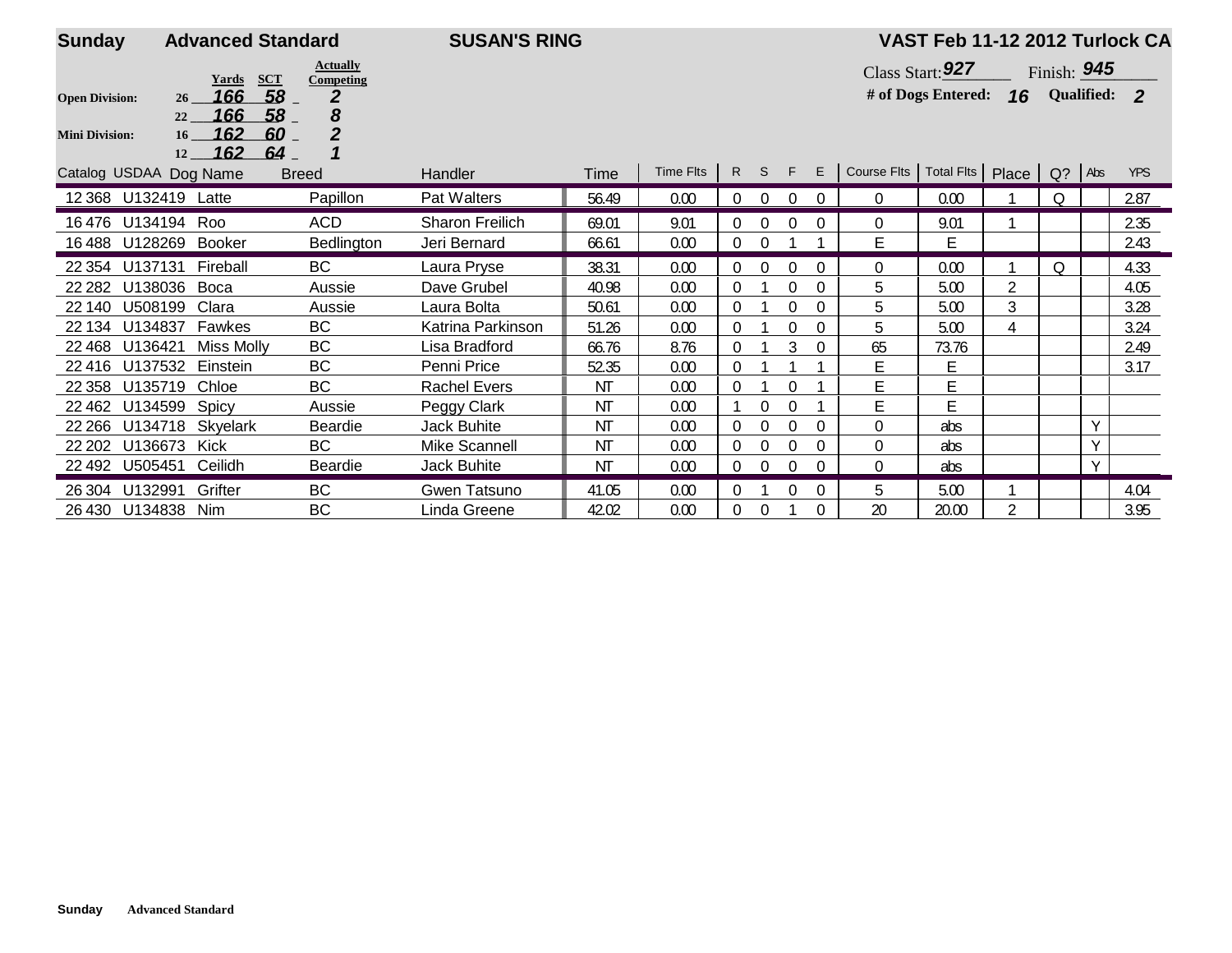**Sunday** **Advanced Standard** **SUSAN'S RING** **VAST Feb 11-12 2012 Turlock CA**

| | Height | Yards | SCT | Actually Competing |
|---|---|---|---|---|
| Open Division: | 26 | 166 | 58 | 2 |
| | 22 | 166 | 58 | 8 |
| Mini Division: | 16 | 162 | 60 | 2 |
| | 12 | 162 | 64 | 1 |

Class Start: 927 Finish: 945

# of Dogs Entered: 16 Qualified: 2

| Catalog | USDAA | Dog Name | Breed | Handler | Time | Time Flts | R | S | F | E | Course Flts | Total Flts | Place | Q? | Abs | YPS |
|---|---|---|---|---|---|---|---|---|---|---|---|---|---|---|---|---|
| 12 368 | U132419 | Latte | Papillon | Pat Walters | 56.49 | 0.00 | 0 | 0 | 0 | 0 | 0 | 0.00 | 1 | Q | | 2.87 |
| 16 476 | U134194 | Roo | ACD | Sharon Freilich | 69.01 | 9.01 | 0 | 0 | 0 | 0 | 0 | 9.01 | 1 | | | 2.35 |
| 16 488 | U128269 | Booker | Bedlington | Jeri Bernard | 66.61 | 0.00 | 0 | 0 | 1 | 1 | E | E | | | | 2.43 |
| 22 354 | U137131 | Fireball | BC | Laura Pryse | 38.31 | 0.00 | 0 | 0 | 0 | 0 | 0 | 0.00 | 1 | Q | | 4.33 |
| 22 282 | U138036 | Boca | Aussie | Dave Grubel | 40.98 | 0.00 | 0 | 1 | 0 | 0 | 5 | 5.00 | 2 | | | 4.05 |
| 22 140 | U508199 | Clara | Aussie | Laura Bolta | 50.61 | 0.00 | 0 | 1 | 0 | 0 | 5 | 5.00 | 3 | | | 3.28 |
| 22 134 | U134837 | Fawkes | BC | Katrina Parkinson | 51.26 | 0.00 | 0 | 1 | 0 | 0 | 5 | 5.00 | 4 | | | 3.24 |
| 22 468 | U136421 | Miss Molly | BC | Lisa Bradford | 66.76 | 8.76 | 0 | 1 | 3 | 0 | 65 | 73.76 | | | | 2.49 |
| 22 416 | U137532 | Einstein | BC | Penni Price | 52.35 | 0.00 | 0 | 1 | 1 | 1 | E | E | | | | 3.17 |
| 22 358 | U135719 | Chloe | BC | Rachel Evers | NT | 0.00 | 0 | 1 | 0 | 1 | E | E | | | | |
| 22 462 | U134599 | Spicy | Aussie | Peggy Clark | NT | 0.00 | 1 | 0 | 0 | 1 | E | E | | | | |
| 22 266 | U134718 | Skyelark | Beardie | Jack Buhite | NT | 0.00 | 0 | 0 | 0 | 0 | 0 | abs | | | Y | |
| 22 202 | U136673 | Kick | BC | Mike Scannell | NT | 0.00 | 0 | 0 | 0 | 0 | 0 | abs | | | Y | |
| 22 492 | U505451 | Ceilidh | Beardie | Jack Buhite | NT | 0.00 | 0 | 0 | 0 | 0 | 0 | abs | | | Y | |
| 26 304 | U132991 | Grifter | BC | Gwen Tatsuno | 41.05 | 0.00 | 0 | 1 | 0 | 0 | 5 | 5.00 | 1 | | | 4.04 |
| 26 430 | U134838 | Nim | BC | Linda Greene | 42.02 | 0.00 | 0 | 0 | 1 | 0 | 20 | 20.00 | 2 | | | 3.95 |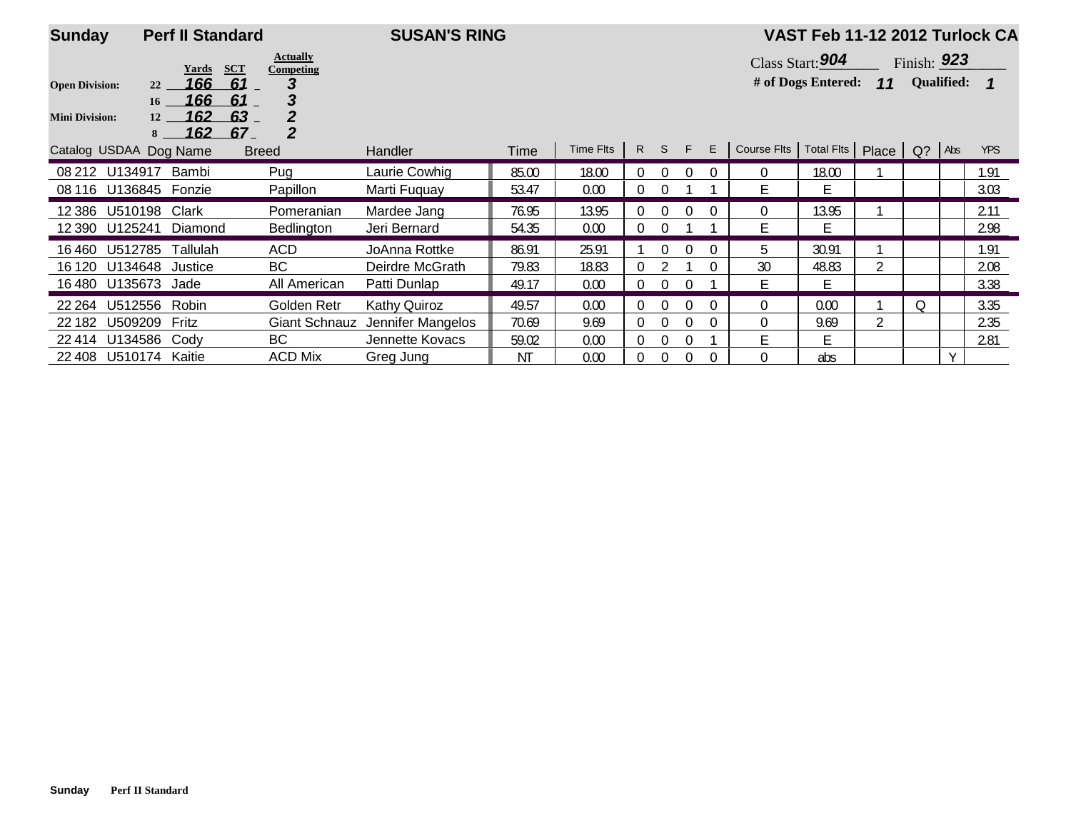**Sunday** **Perf II Standard** **SUSAN'S RING** **VAST Feb 11-12 2012 Turlock CA**

| Division | Height | Yards | SCT | Actually Competing |
|---|---|---|---|---|
| Open Division: | 22 | 166 | 61 | 3 |
| | 16 | 166 | 61 | 3 |
| Mini Division: | 12 | 162 | 63 | 2 |
| | 8 | 162 | 67 | 2 |

Class Start: **904** Finish: **923**

**# of Dogs Entered: 11** **Qualified: 1**

| Catalog | USDAA | Dog Name | Breed | Handler | Time | Time Flts | R | S | F | E | Course Flts | Total Flts | Place | Q? | Abs | YPS |
|---|---|---|---|---|---|---|---|---|---|---|---|---|---|---|---|---|
| 08 212 | U134917 | Bambi | Pug | Laurie Cowhig | 85.00 | 18.00 | 0 | 0 | 0 | 0 | 0 | 18.00 | 1 | | | 1.91 |
| 08 116 | U136845 | Fonzie | Papillon | Marti Fuquay | 53.47 | 0.00 | 0 | 0 | 1 | 1 | E | E | | | | 3.03 |
| 12 386 | U510198 | Clark | Pomeranian | Mardee Jang | 76.95 | 13.95 | 0 | 0 | 0 | 0 | 0 | 13.95 | 1 | | | 2.11 |
| 12 390 | U125241 | Diamond | Bedlington | Jeri Bernard | 54.35 | 0.00 | 0 | 0 | 1 | 1 | E | E | | | | 2.98 |
| 16 460 | U512785 | Tallulah | ACD | JoAnna Rottke | 86.91 | 25.91 | 1 | 0 | 0 | 0 | 5 | 30.91 | 1 | | | 1.91 |
| 16 120 | U134648 | Justice | BC | Deirdre McGrath | 79.83 | 18.83 | 0 | 2 | 1 | 0 | 30 | 48.83 | 2 | | | 2.08 |
| 16 480 | U135673 | Jade | All American | Patti Dunlap | 49.17 | 0.00 | 0 | 0 | 0 | 1 | E | E | | | | 3.38 |
| 22 264 | U512556 | Robin | Golden Retr | Kathy Quiroz | 49.57 | 0.00 | 0 | 0 | 0 | 0 | 0 | 0.00 | 1 | Q | | 3.35 |
| 22 182 | U509209 | Fritz | Giant Schnauz | Jennifer Mangelos | 70.69 | 9.69 | 0 | 0 | 0 | 0 | 0 | 9.69 | 2 | | | 2.35 |
| 22 414 | U134586 | Cody | BC | Jennette Kovacs | 59.02 | 0.00 | 0 | 0 | 0 | 1 | E | E | | | | 2.81 |
| 22 408 | U510174 | Kaitie | ACD Mix | Greg Jung | NT | 0.00 | 0 | 0 | 0 | 0 | 0 | abs | | | Y | |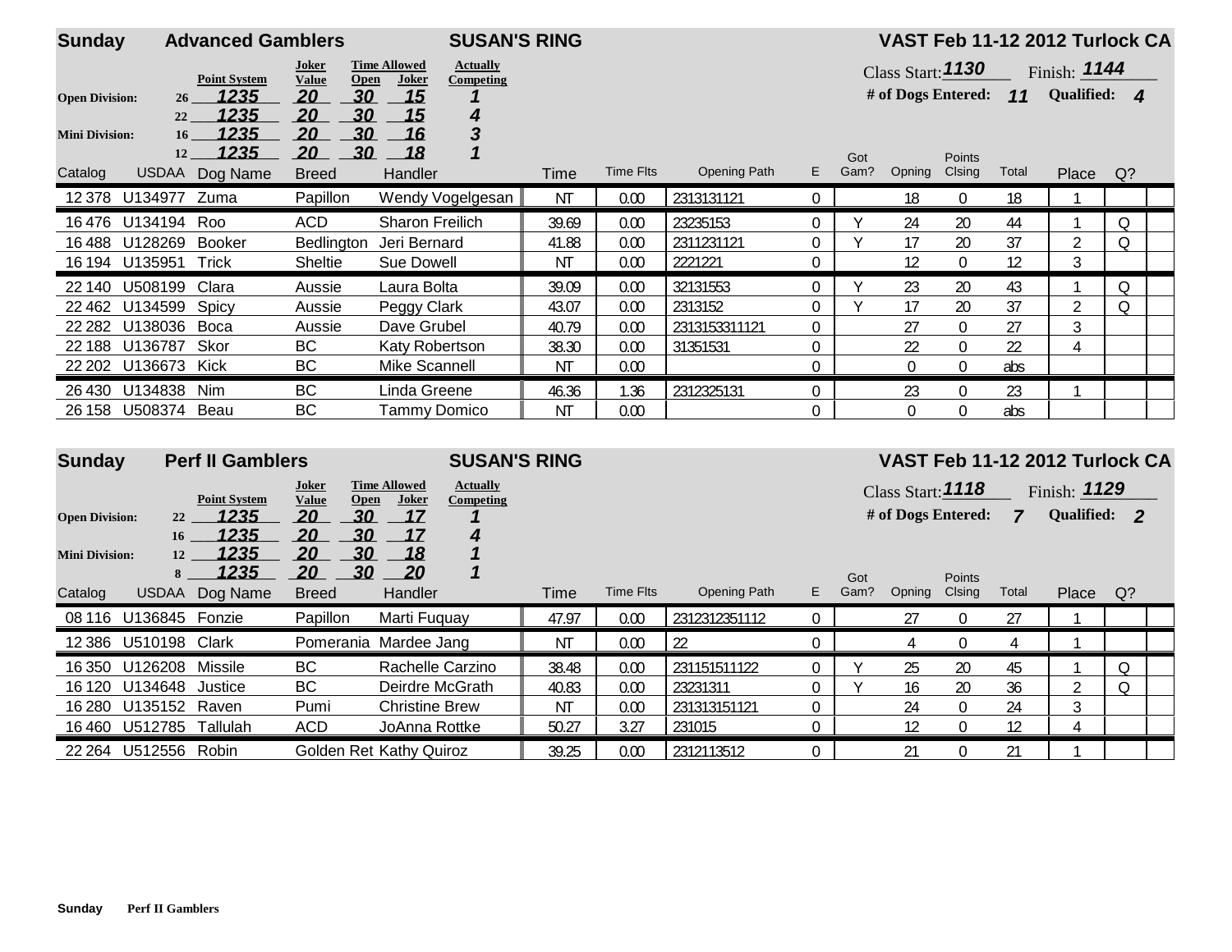## Sunday — Advanced Gamblers — SUSAN'S RING — VAST Feb 11-12 2012 Turlock CA

Class Start: 1130 Finish: 1144

\# of Dogs Entered: 11 Qualified: 4

| Division | Height | Point System | Joker Value | Time Allowed Open | Time Allowed Joker | Actually Competing |
|---|---|---|---|---|---|---|
| Open Division: | 26 | 1235 | 20 | 30 | 15 | 1 |
| | 22 | 1235 | 20 | 30 | 15 | 4 |
| Mini Division: | 16 | 1235 | 20 | 30 | 16 | 3 |
| | 12 | 1235 | 20 | 30 | 18 | 1 |

| Catalog | USDAA | Dog Name | Breed | Handler | Time | Time Flts | Opening Path | E | Got Gam? | Opning | Points Clsing | Total | Place | Q? |
|---|---|---|---|---|---|---|---|---|---|---|---|---|---|---|
| 12 378 | U134977 | Zuma | Papillon | Wendy Vogelgesan | NT | 0.00 | 2313131121 | 0 | | 18 | 0 | 18 | 1 | |
| 16 476 | U134194 | Roo | ACD | Sharon Freilich | 39.69 | 0.00 | 23235153 | 0 | Y | 24 | 20 | 44 | 1 | Q |
| 16 488 | U128269 | Booker | Bedlington | Jeri Bernard | 41.88 | 0.00 | 2311231121 | 0 | Y | 17 | 20 | 37 | 2 | Q |
| 16 194 | U135951 | Trick | Sheltie | Sue Dowell | NT | 0.00 | 2221221 | 0 | | 12 | 0 | 12 | 3 | |
| 22 140 | U508199 | Clara | Aussie | Laura Bolta | 39.09 | 0.00 | 32131553 | 0 | Y | 23 | 20 | 43 | 1 | Q |
| 22 462 | U134599 | Spicy | Aussie | Peggy Clark | 43.07 | 0.00 | 2313152 | 0 | Y | 17 | 20 | 37 | 2 | Q |
| 22 282 | U138036 | Boca | Aussie | Dave Grubel | 40.79 | 0.00 | 2313153311121 | 0 | | 27 | 0 | 27 | 3 | |
| 22 188 | U136787 | Skor | BC | Katy Robertson | 38.30 | 0.00 | 31351531 | 0 | | 22 | 0 | 22 | 4 | |
| 22 202 | U136673 | Kick | BC | Mike Scannell | NT | 0.00 | | 0 | | 0 | 0 | abs | | |
| 26 430 | U134838 | Nim | BC | Linda Greene | 46.36 | 1.36 | 2312325131 | 0 | | 23 | 0 | 23 | 1 | |
| 26 158 | U508374 | Beau | BC | Tammy Domico | NT | 0.00 | | 0 | | 0 | 0 | abs | | |

## Sunday — Perf II Gamblers — SUSAN'S RING — VAST Feb 11-12 2012 Turlock CA

Class Start: 1118 Finish: 1129

\# of Dogs Entered: 7 Qualified: 2

| Division | Height | Point System | Joker Value | Time Allowed Open | Time Allowed Joker | Actually Competing |
|---|---|---|---|---|---|---|
| Open Division: | 22 | 1235 | 20 | 30 | 17 | 1 |
| | 16 | 1235 | 20 | 30 | 17 | 4 |
| Mini Division: | 12 | 1235 | 20 | 30 | 18 | 1 |
| | 8 | 1235 | 20 | 30 | 20 | 1 |

| Catalog | USDAA | Dog Name | Breed | Handler | Time | Time Flts | Opening Path | E | Got Gam? | Opning | Points Clsing | Total | Place | Q? |
|---|---|---|---|---|---|---|---|---|---|---|---|---|---|---|
| 08 116 | U136845 | Fonzie | Papillon | Marti Fuquay | 47.97 | 0.00 | 2312312351112 | 0 | | 27 | 0 | 27 | 1 | |
| 12 386 | U510198 | Clark | Pomerania | Mardee Jang | NT | 0.00 | 22 | 0 | | 4 | 0 | 4 | 1 | |
| 16 350 | U126208 | Missile | BC | Rachelle Carzino | 38.48 | 0.00 | 231151511122 | 0 | Y | 25 | 20 | 45 | 1 | Q |
| 16 120 | U134648 | Justice | BC | Deirdre McGrath | 40.83 | 0.00 | 23231311 | 0 | Y | 16 | 20 | 36 | 2 | Q |
| 16 280 | U135152 | Raven | Pumi | Christine Brew | NT | 0.00 | 231313151121 | 0 | | 24 | 0 | 24 | 3 | |
| 16 460 | U512785 | Tallulah | ACD | JoAnna Rottke | 50.27 | 3.27 | 231015 | 0 | | 12 | 0 | 12 | 4 | |
| 22 264 | U512556 | Robin | Golden Ret | Kathy Quiroz | 39.25 | 0.00 | 2312113512 | 0 | | 21 | 0 | 21 | 1 | |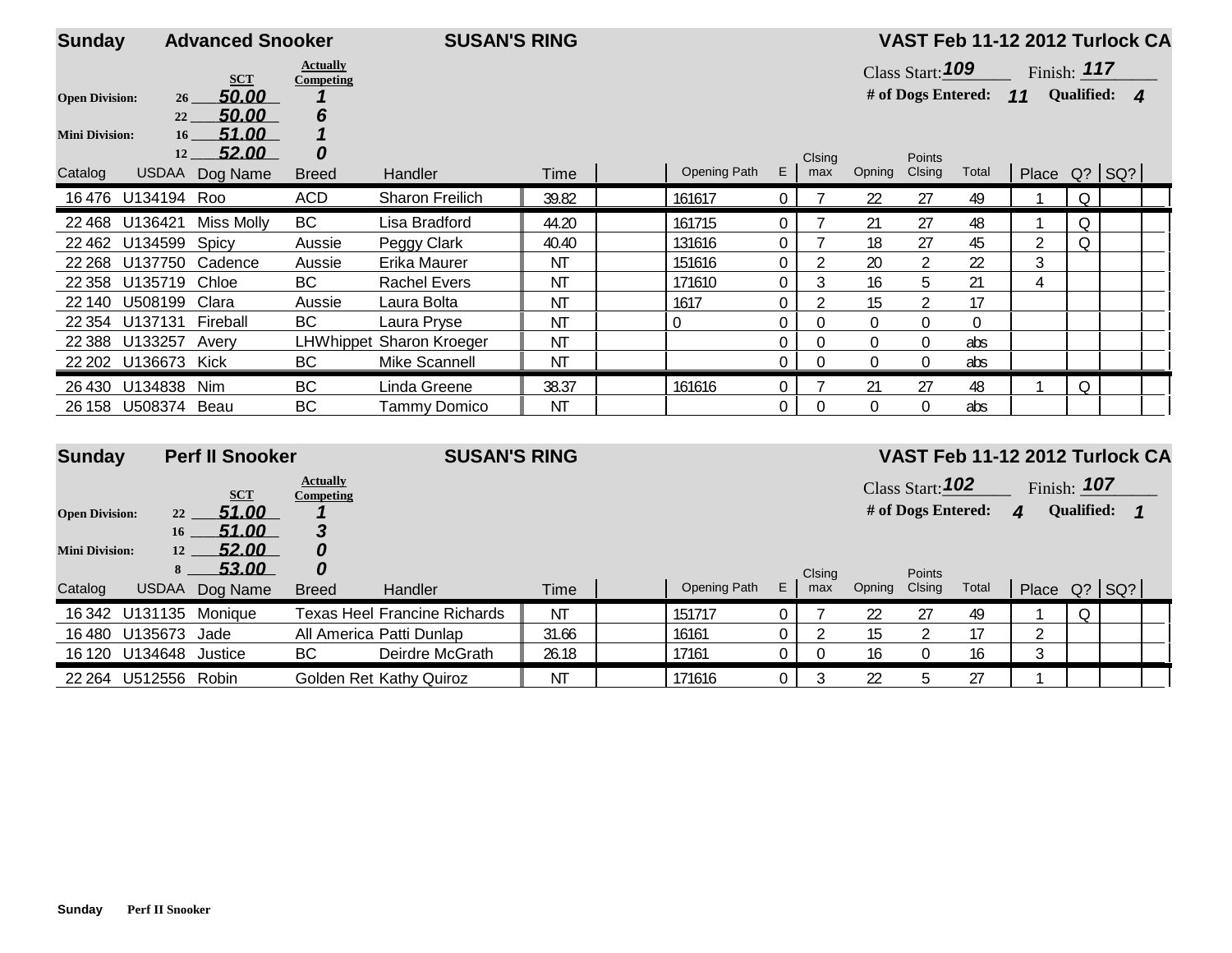## Sunday — Advanced Snooker — SUSAN'S RING — VAST Feb 11-12 2012 Turlock CA

Class Start: 109 Finish: 117

\# of Dogs Entered: 11 Qualified: 4

| Division | Height | SCT | Actually Competing |
|---|---|---|---|
| Open Division: | 26 | 50.00 | 1 |
| | 22 | 50.00 | 6 |
| Mini Division: | 16 | 51.00 | 1 |
| | 12 | 52.00 | 0 |

| Catalog | USDAA | Dog Name | Breed | Handler | Time | | Opening Path | E | Clsing max | Opning | Points Clsing | Total | Place | Q? | SQ? |
|---|---|---|---|---|---|---|---|---|---|---|---|---|---|---|---|
| 16 476 | U134194 | Roo | ACD | Sharon Freilich | 39.82 | | 161617 | 0 | 7 | 22 | 27 | 49 | 1 | Q | |
| 22 468 | U136421 | Miss Molly | BC | Lisa Bradford | 44.20 | | 161715 | 0 | 7 | 21 | 27 | 48 | 1 | Q | |
| 22 462 | U134599 | Spicy | Aussie | Peggy Clark | 40.40 | | 131616 | 0 | 7 | 18 | 27 | 45 | 2 | Q | |
| 22 268 | U137750 | Cadence | Aussie | Erika Maurer | NT | | 151616 | 0 | 2 | 20 | 2 | 22 | 3 | | |
| 22 358 | U135719 | Chloe | BC | Rachel Evers | NT | | 171610 | 0 | 3 | 16 | 5 | 21 | 4 | | |
| 22 140 | U508199 | Clara | Aussie | Laura Bolta | NT | | 1617 | 0 | 2 | 15 | 2 | 17 | | | |
| 22 354 | U137131 | Fireball | BC | Laura Pryse | NT | | 0 | 0 | 0 | 0 | 0 | 0 | | | |
| 22 388 | U133257 | Avery | LHWhippet | Sharon Kroeger | NT | | | 0 | 0 | 0 | 0 | abs | | | |
| 22 202 | U136673 | Kick | BC | Mike Scannell | NT | | | 0 | 0 | 0 | 0 | abs | | | |
| 26 430 | U134838 | Nim | BC | Linda Greene | 38.37 | | 161616 | 0 | 7 | 21 | 27 | 48 | 1 | Q | |
| 26 158 | U508374 | Beau | BC | Tammy Domico | NT | | | 0 | 0 | 0 | 0 | abs | | | |

## Sunday — Perf II Snooker — SUSAN'S RING — VAST Feb 11-12 2012 Turlock CA

Class Start: 102 Finish: 107

\# of Dogs Entered: 4 Qualified: 1

| Division | Height | SCT | Actually Competing |
|---|---|---|---|
| Open Division: | 22 | 51.00 | 1 |
| | 16 | 51.00 | 3 |
| Mini Division: | 12 | 52.00 | 0 |
| | 8 | 53.00 | 0 |

| Catalog | USDAA | Dog Name | Breed | Handler | Time | | Opening Path | E | Clsing max | Opning | Points Clsing | Total | Place | Q? | SQ? |
|---|---|---|---|---|---|---|---|---|---|---|---|---|---|---|---|
| 16 342 | U131135 | Monique | Texas Heel | Francine Richards | NT | | 151717 | 0 | 7 | 22 | 27 | 49 | 1 | Q | |
| 16 480 | U135673 | Jade | All America | Patti Dunlap | 31.66 | | 16161 | 0 | 2 | 15 | 2 | 17 | 2 | | |
| 16 120 | U134648 | Justice | BC | Deirdre McGrath | 26.18 | | 17161 | 0 | 0 | 16 | 0 | 16 | 3 | | |
| 22 264 | U512556 | Robin | Golden Ret | Kathy Quiroz | NT | | 171616 | 0 | 3 | 22 | 5 | 27 | 1 | | |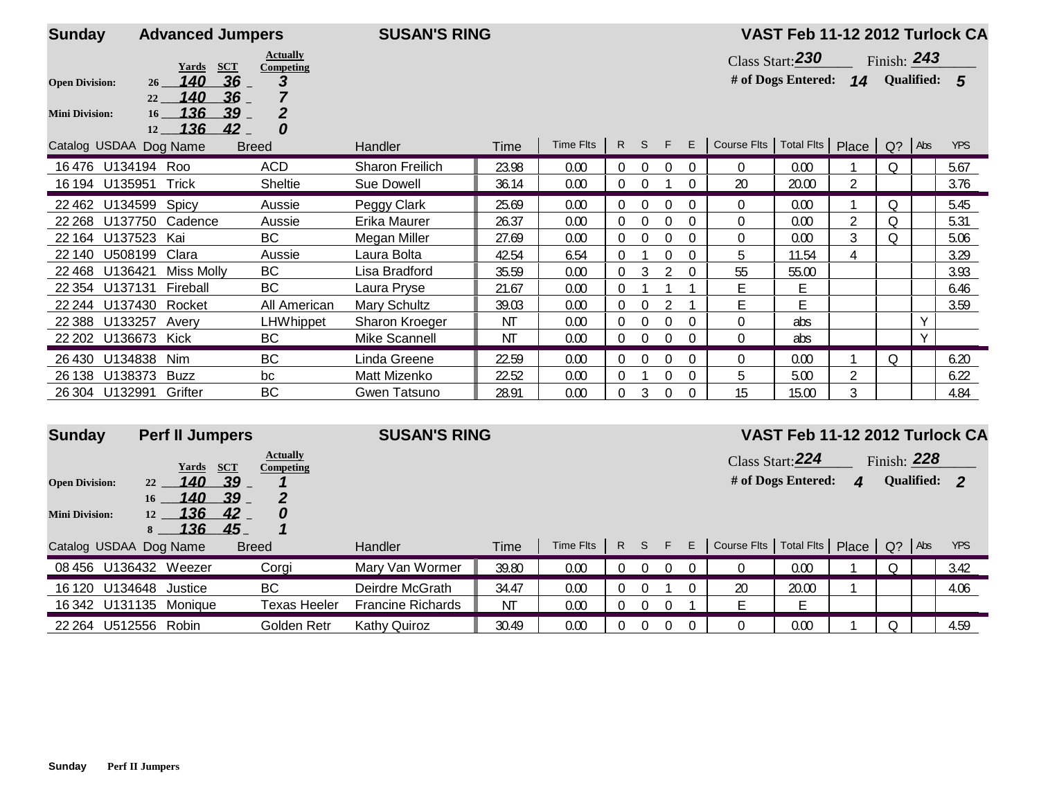**Sunday** **Advanced Jumpers** **SUSAN'S RING** **VAST Feb 11-12 2012 Turlock CA**

| | Yards | SCT | Actually Competing |
|---|---|---|---|
| **Open Division:** 26 | 140 | 36 | 3 |
| 22 | 140 | 36 | 7 |
| **Mini Division:** 16 | 136 | 39 | 2 |
| 12 | 136 | 42 | 0 |

Class Start: 230 Finish: 243
\# of Dogs Entered: 14 Qualified: 5

| Catalog | USDAA | Dog Name | Breed | Handler | Time | Time Flts | R | S | F | E | Course Flts | Total Flts | Place | Q? | Abs | YPS |
|---|---|---|---|---|---|---|---|---|---|---|---|---|---|---|---|---|
| 16 476 | U134194 | Roo | ACD | Sharon Freilich | 23.98 | 0.00 | 0 | 0 | 0 | 0 | 0 | 0.00 | 1 | Q | | 5.67 |
| 16 194 | U135951 | Trick | Sheltie | Sue Dowell | 36.14 | 0.00 | 0 | 0 | 1 | 0 | 20 | 20.00 | 2 | | | 3.76 |
| 22 462 | U134599 | Spicy | Aussie | Peggy Clark | 25.69 | 0.00 | 0 | 0 | 0 | 0 | 0 | 0.00 | 1 | Q | | 5.45 |
| 22 268 | U137750 | Cadence | Aussie | Erika Maurer | 26.37 | 0.00 | 0 | 0 | 0 | 0 | 0 | 0.00 | 2 | Q | | 5.31 |
| 22 164 | U137523 | Kai | BC | Megan Miller | 27.69 | 0.00 | 0 | 0 | 0 | 0 | 0 | 0.00 | 3 | Q | | 5.06 |
| 22 140 | U508199 | Clara | Aussie | Laura Bolta | 42.54 | 6.54 | 0 | 1 | 0 | 0 | 5 | 11.54 | 4 | | | 3.29 |
| 22 468 | U136421 | Miss Molly | BC | Lisa Bradford | 35.59 | 0.00 | 0 | 3 | 2 | 0 | 55 | 55.00 | | | | 3.93 |
| 22 354 | U137131 | Fireball | BC | Laura Pryse | 21.67 | 0.00 | 0 | 1 | 1 | 1 | E | E | | | | 6.46 |
| 22 244 | U137430 | Rocket | All American | Mary Schultz | 39.03 | 0.00 | 0 | 0 | 2 | 1 | E | E | | | | 3.59 |
| 22 388 | U133257 | Avery | LHWhippet | Sharon Kroeger | NT | 0.00 | 0 | 0 | 0 | 0 | 0 | abs | | | Y | |
| 22 202 | U136673 | Kick | BC | Mike Scannell | NT | 0.00 | 0 | 0 | 0 | 0 | 0 | abs | | | Y | |
| 26 430 | U134838 | Nim | BC | Linda Greene | 22.59 | 0.00 | 0 | 0 | 0 | 0 | 0 | 0.00 | 1 | Q | | 6.20 |
| 26 138 | U138373 | Buzz | bc | Matt Mizenko | 22.52 | 0.00 | 0 | 1 | 0 | 0 | 5 | 5.00 | 2 | | | 6.22 |
| 26 304 | U132991 | Grifter | BC | Gwen Tatsuno | 28.91 | 0.00 | 0 | 3 | 0 | 0 | 15 | 15.00 | 3 | | | 4.84 |

**Sunday** **Perf II Jumpers** **SUSAN'S RING** **VAST Feb 11-12 2012 Turlock CA**

| | Yards | SCT | Actually Competing |
|---|---|---|---|
| **Open Division:** 22 | 140 | 39 | 1 |
| 16 | 140 | 39 | 2 |
| **Mini Division:** 12 | 136 | 42 | 0 |
| 8 | 136 | 45 | 1 |

Class Start: 224 Finish: 228
\# of Dogs Entered: 4 Qualified: 2

| Catalog | USDAA | Dog Name | Breed | Handler | Time | Time Flts | R | S | F | E | Course Flts | Total Flts | Place | Q? | Abs | YPS |
|---|---|---|---|---|---|---|---|---|---|---|---|---|---|---|---|---|
| 08 456 | U136432 | Weezer | Corgi | Mary Van Wormer | 39.80 | 0.00 | 0 | 0 | 0 | 0 | 0 | 0.00 | 1 | Q | | 3.42 |
| 16 120 | U134648 | Justice | BC | Deirdre McGrath | 34.47 | 0.00 | 0 | 0 | 1 | 0 | 20 | 20.00 | 1 | | | 4.06 |
| 16 342 | U131135 | Monique | Texas Heeler | Francine Richards | NT | 0.00 | 0 | 0 | 0 | 1 | E | E | | | | |
| 22 264 | U512556 | Robin | Golden Retr | Kathy Quiroz | 30.49 | 0.00 | 0 | 0 | 0 | 0 | 0 | 0.00 | 1 | Q | | 4.59 |